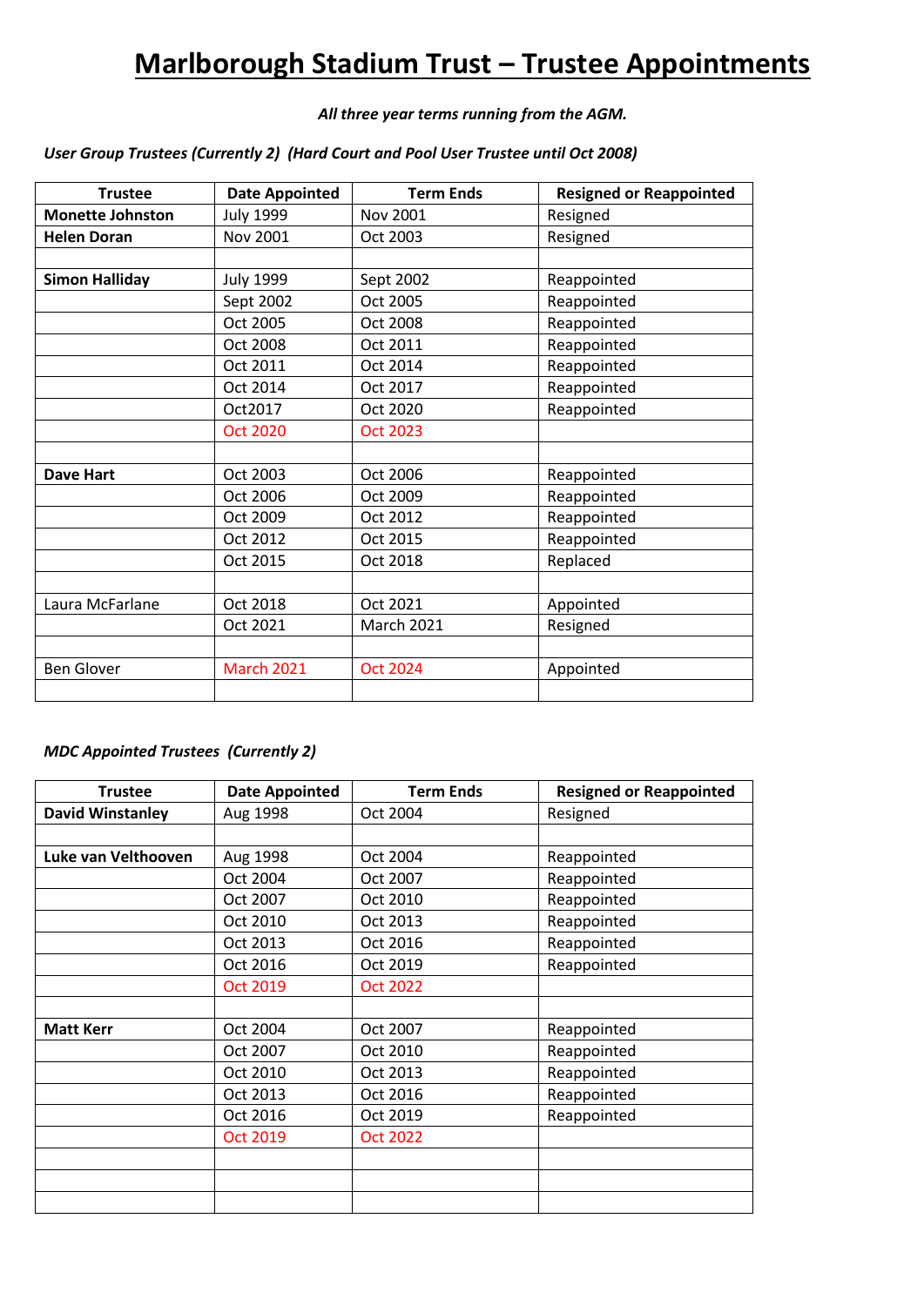# Marlborough Stadium Trust – Trustee Appointments

***All three year terms running from the AGM.***

***User Group Trustees (Currently 2) (Hard Court and Pool User Trustee until Oct 2008)***

| Trustee | Date Appointed | Term Ends | Resigned or Reappointed |
|---|---|---|---|
| **Monette Johnston** | July 1999 | Nov 2001 | Resigned |
| **Helen Doran** | Nov 2001 | Oct 2003 | Resigned |
| | | | |
| **Simon Halliday** | July 1999 | Sept 2002 | Reappointed |
| | Sept 2002 | Oct 2005 | Reappointed |
| | Oct 2005 | Oct 2008 | Reappointed |
| | Oct 2008 | Oct 2011 | Reappointed |
| | Oct 2011 | Oct 2014 | Reappointed |
| | Oct 2014 | Oct 2017 | Reappointed |
| | Oct2017 | Oct 2020 | Reappointed |
| | Oct 2020 | Oct 2023 | |
| | | | |
| **Dave Hart** | Oct 2003 | Oct 2006 | Reappointed |
| | Oct 2006 | Oct 2009 | Reappointed |
| | Oct 2009 | Oct 2012 | Reappointed |
| | Oct 2012 | Oct 2015 | Reappointed |
| | Oct 2015 | Oct 2018 | Replaced |
| | | | |
| Laura McFarlane | Oct 2018 | Oct 2021 | Appointed |
| | Oct 2021 | March 2021 | Resigned |
| | | | |
| Ben Glover | March 2021 | Oct 2024 | Appointed |
| | | | |

***MDC Appointed Trustees (Currently 2)***

| Trustee | Date Appointed | Term Ends | Resigned or Reappointed |
|---|---|---|---|
| **David Winstanley** | Aug 1998 | Oct 2004 | Resigned |
| | | | |
| **Luke van Velthooven** | Aug 1998 | Oct 2004 | Reappointed |
| | Oct 2004 | Oct 2007 | Reappointed |
| | Oct 2007 | Oct 2010 | Reappointed |
| | Oct 2010 | Oct 2013 | Reappointed |
| | Oct 2013 | Oct 2016 | Reappointed |
| | Oct 2016 | Oct 2019 | Reappointed |
| | Oct 2019 | Oct 2022 | |
| | | | |
| **Matt Kerr** | Oct 2004 | Oct 2007 | Reappointed |
| | Oct 2007 | Oct 2010 | Reappointed |
| | Oct 2010 | Oct 2013 | Reappointed |
| | Oct 2013 | Oct 2016 | Reappointed |
| | Oct 2016 | Oct 2019 | Reappointed |
| | Oct 2019 | Oct 2022 | |
| | | | |
| | | | |
| | | | |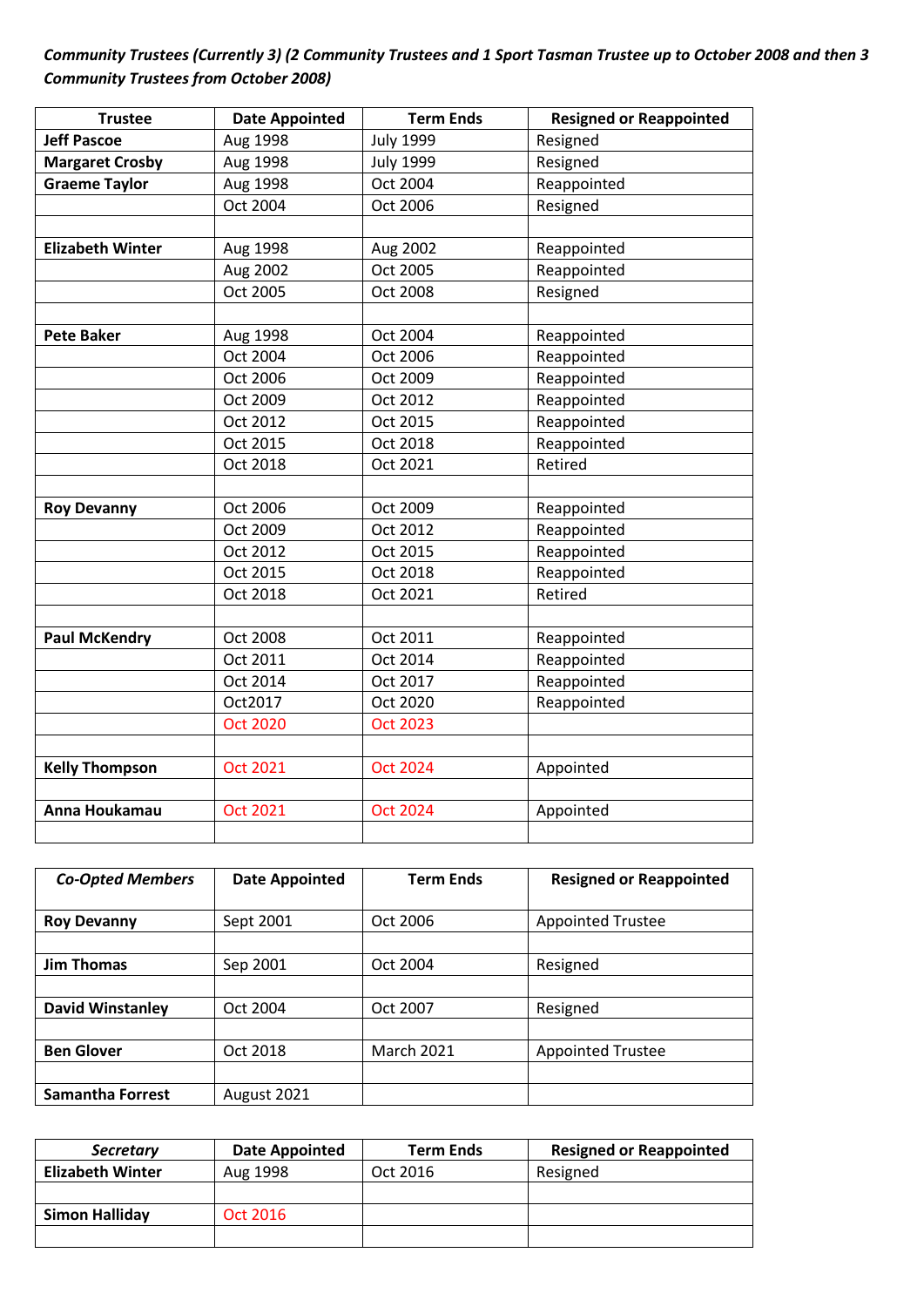***Community Trustees (Currently 3) (2 Community Trustees and 1 Sport Tasman Trustee up to October 2008 and then 3 Community Trustees from October 2008)***

| Trustee | Date Appointed | Term Ends | Resigned or Reappointed |
|---|---|---|---|
| **Jeff Pascoe** | Aug 1998 | July 1999 | Resigned |
| **Margaret Crosby** | Aug 1998 | July 1999 | Resigned |
| **Graeme Taylor** | Aug 1998 | Oct 2004 | Reappointed |
| | Oct 2004 | Oct 2006 | Resigned |
| | | | |
| **Elizabeth Winter** | Aug 1998 | Aug 2002 | Reappointed |
| | Aug 2002 | Oct 2005 | Reappointed |
| | Oct 2005 | Oct 2008 | Resigned |
| | | | |
| **Pete Baker** | Aug 1998 | Oct 2004 | Reappointed |
| | Oct 2004 | Oct 2006 | Reappointed |
| | Oct 2006 | Oct 2009 | Reappointed |
| | Oct 2009 | Oct 2012 | Reappointed |
| | Oct 2012 | Oct 2015 | Reappointed |
| | Oct 2015 | Oct 2018 | Reappointed |
| | Oct 2018 | Oct 2021 | Retired |
| | | | |
| **Roy Devanny** | Oct 2006 | Oct 2009 | Reappointed |
| | Oct 2009 | Oct 2012 | Reappointed |
| | Oct 2012 | Oct 2015 | Reappointed |
| | Oct 2015 | Oct 2018 | Reappointed |
| | Oct 2018 | Oct 2021 | Retired |
| | | | |
| **Paul McKendry** | Oct 2008 | Oct 2011 | Reappointed |
| | Oct 2011 | Oct 2014 | Reappointed |
| | Oct 2014 | Oct 2017 | Reappointed |
| | Oct2017 | Oct 2020 | Reappointed |
| | Oct 2020 | Oct 2023 | |
| | | | |
| **Kelly Thompson** | Oct 2021 | Oct 2024 | Appointed |
| | | | |
| **Anna Houkamau** | Oct 2021 | Oct 2024 | Appointed |
| | | | |

| ***Co-Opted Members*** | Date Appointed | Term Ends | Resigned or Reappointed |
|---|---|---|---|
| **Roy Devanny** | Sept 2001 | Oct 2006 | Appointed Trustee |
| | | | |
| **Jim Thomas** | Sep 2001 | Oct 2004 | Resigned |
| | | | |
| **David Winstanley** | Oct 2004 | Oct 2007 | Resigned |
| | | | |
| **Ben Glover** | Oct 2018 | March 2021 | Appointed Trustee |
| | | | |
| **Samantha Forrest** | August 2021 | | |

| ***Secretary*** | Date Appointed | Term Ends | Resigned or Reappointed |
|---|---|---|---|
| **Elizabeth Winter** | Aug 1998 | Oct 2016 | Resigned |
| | | | |
| **Simon Halliday** | Oct 2016 | | |
| | | | |